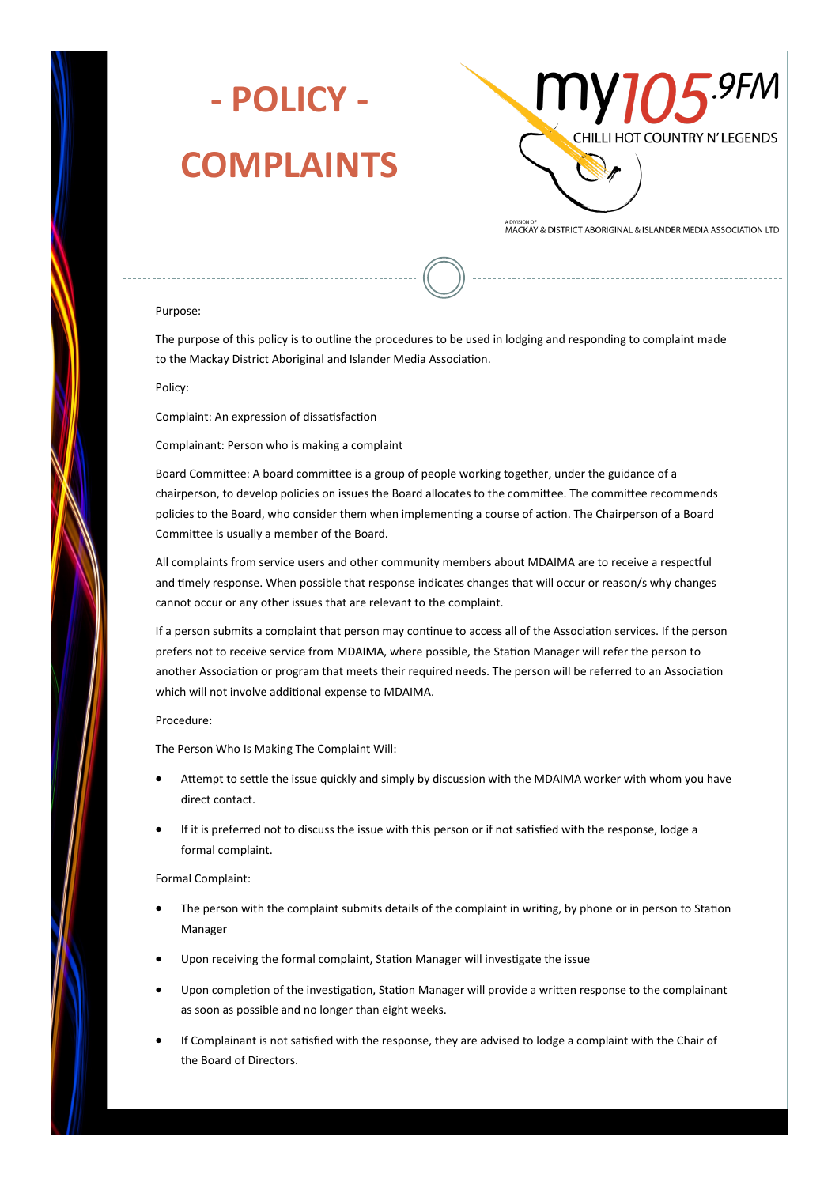# - POLICY -

# COMPLAINTS

my105.9FM
CHILLI HOT COUNTRY N' LEGENDS

A DIVISION OF
MACKAY & DISTRICT ABORIGINAL & ISLANDER MEDIA ASSOCIATION LTD

Purpose:

The purpose of this policy is to outline the procedures to be used in lodging and responding to complaint made to the Mackay District Aboriginal and Islander Media Association.

Policy:

Complaint: An expression of dissatisfaction

Complainant: Person who is making a complaint

Board Committee: A board committee is a group of people working together, under the guidance of a chairperson, to develop policies on issues the Board allocates to the committee. The committee recommends policies to the Board, who consider them when implementing a course of action. The Chairperson of a Board Committee is usually a member of the Board.

All complaints from service users and other community members about MDAIMA are to receive a respectful and timely response. When possible that response indicates changes that will occur or reason/s why changes cannot occur or any other issues that are relevant to the complaint.

If a person submits a complaint that person may continue to access all of the Association services. If the person prefers not to receive service from MDAIMA, where possible, the Station Manager will refer the person to another Association or program that meets their required needs. The person will be referred to an Association which will not involve additional expense to MDAIMA.

Procedure:

The Person Who Is Making The Complaint Will:

- Attempt to settle the issue quickly and simply by discussion with the MDAIMA worker with whom you have direct contact.
- If it is preferred not to discuss the issue with this person or if not satisfied with the response, lodge a formal complaint.

Formal Complaint:

- The person with the complaint submits details of the complaint in writing, by phone or in person to Station Manager
- Upon receiving the formal complaint, Station Manager will investigate the issue
- Upon completion of the investigation, Station Manager will provide a written response to the complainant as soon as possible and no longer than eight weeks.
- If Complainant is not satisfied with the response, they are advised to lodge a complaint with the Chair of the Board of Directors.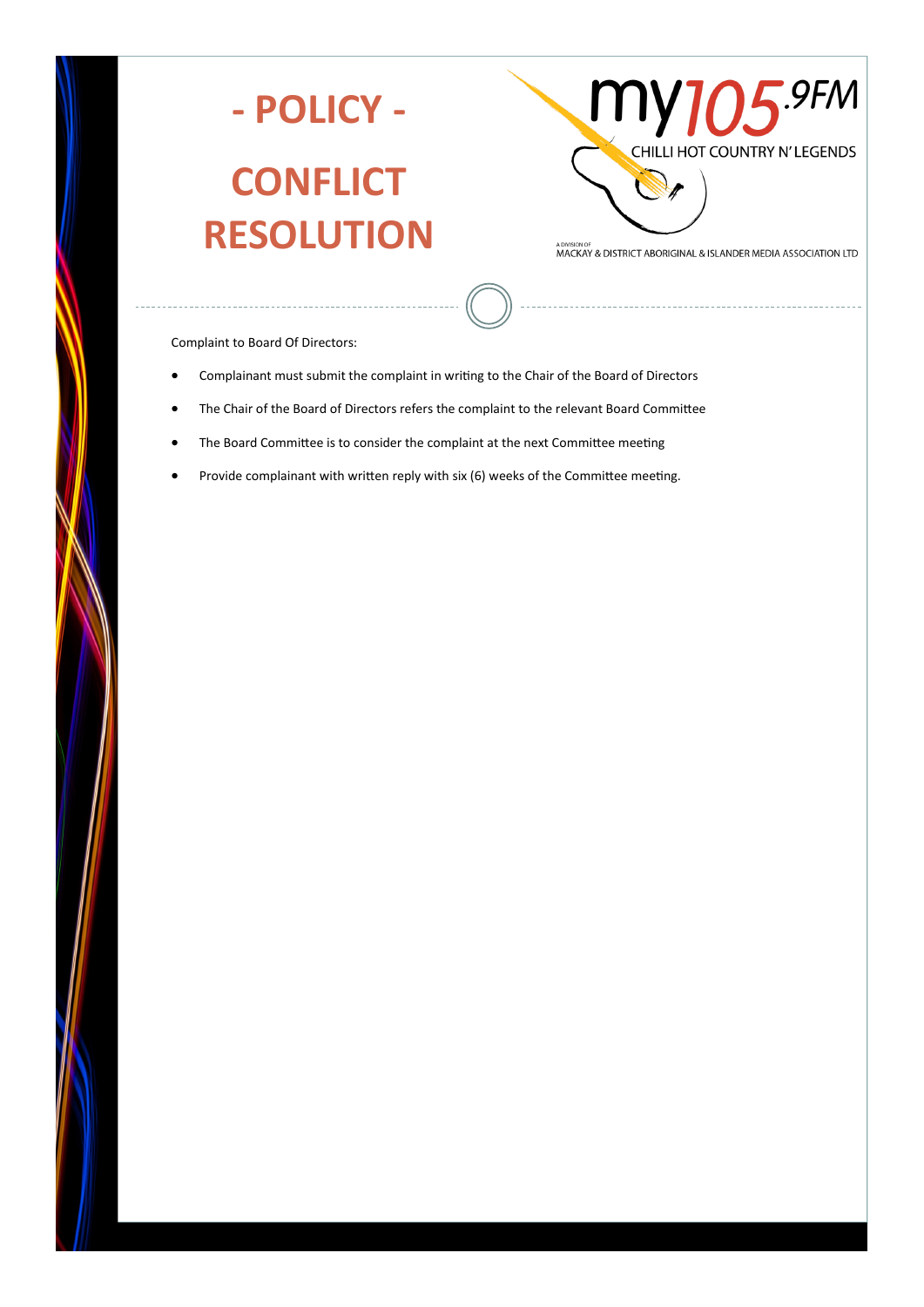# - POLICY -

# CONFLICT RESOLUTION

my105.9FM

CHILLI HOT COUNTRY N' LEGENDS

A DIVISION OF
MACKAY & DISTRICT ABORIGINAL & ISLANDER MEDIA ASSOCIATION LTD

Complaint to Board Of Directors:

- Complainant must submit the complaint in writing to the Chair of the Board of Directors
- The Chair of the Board of Directors refers the complaint to the relevant Board Committee
- The Board Committee is to consider the complaint at the next Committee meeting
- Provide complainant with written reply with six (6) weeks of the Committee meeting.